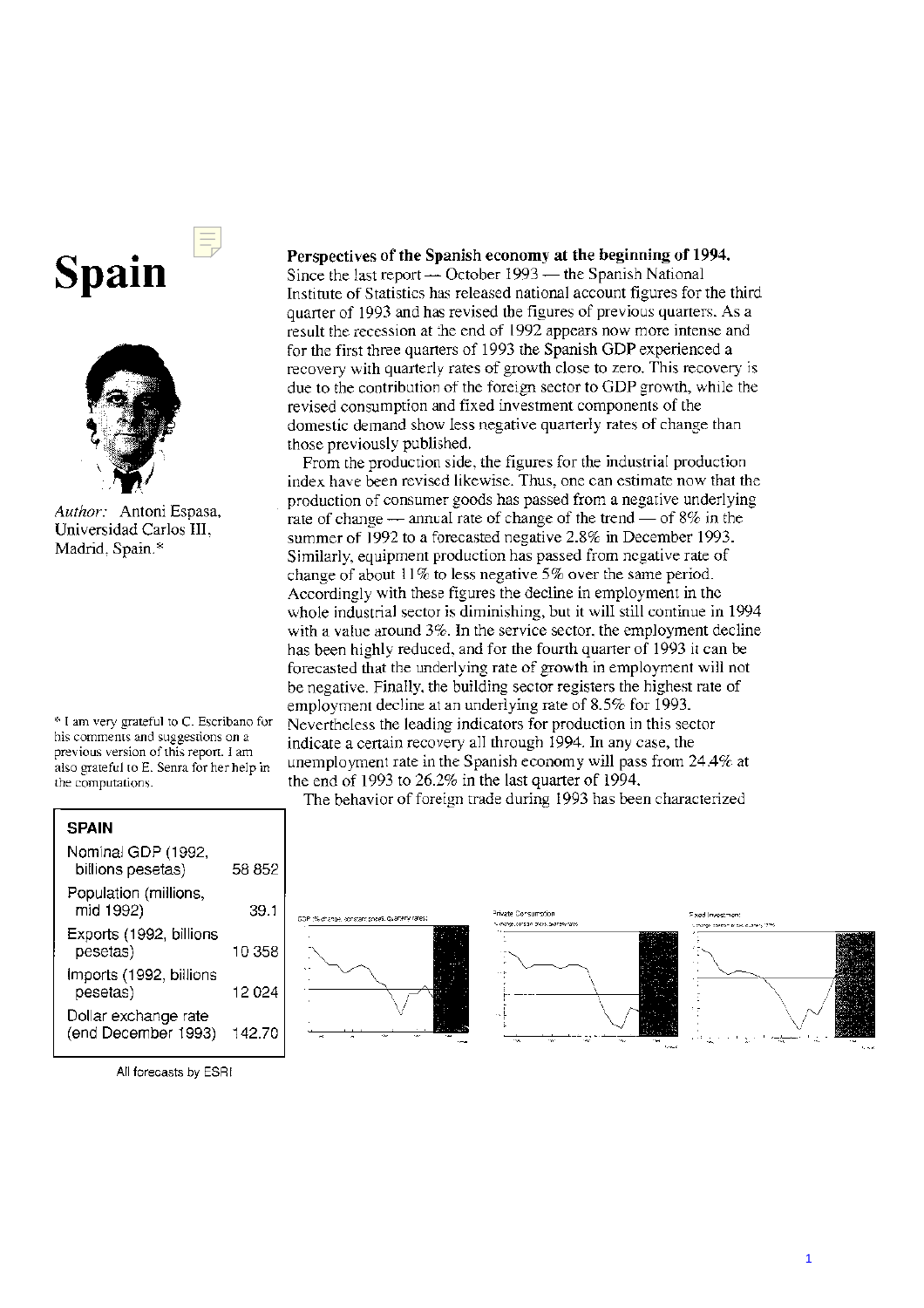# Spain

*Author:* Antoni Espasa, Universidad Carlos III, Madrid, Spain.*

\* I am very grateful to C. Escribano for his comments and suggestions on a previous version of this report. I am also grateful to E. Senra for her help in the computations.

| SPAIN | |
|---|---|
| Nominal GDP (1992, billions pesetas) | 58 852 |
| Population (millions, mid 1992) | 39.1 |
| Exports (1992, billions pesetas) | 10 358 |
| Imports (1992, billions pesetas) | 12 024 |
| Dollar exchange rate (end December 1993) | 142.70 |

All forecasts by ESRI

**Perspectives of the Spanish economy at the beginning of 1994.** Since the last report — October 1993 — the Spanish National Institute of Statistics has released national account figures for the third quarter of 1993 and has revised the figures of previous quarters. As a result the recession at the end of 1992 appears now more intense and for the first three quarters of 1993 the Spanish GDP experienced a recovery with quarterly rates of growth close to zero. This recovery is due to the contribution of the foreign sector to GDP growth, while the revised consumption and fixed investment components of the domestic demand show less negative quarterly rates of change than those previously published.

From the production side, the figures for the industrial production index have been revised likewise. Thus, one can estimate now that the production of consumer goods has passed from a negative underlying rate of change — annual rate of change of the trend — of 8% in the summer of 1992 to a forecasted negative 2.8% in December 1993. Similarly, equipment production has passed from negative rate of change of about 11% to less negative 5% over the same period. Accordingly with these figures the decline in employment in the whole industrial sector is diminishing, but it will still continue in 1994 with a value around 3%. In the service sector, the employment decline has been highly reduced, and for the fourth quarter of 1993 it can be forecasted that the underlying rate of growth in employment will not be negative. Finally, the building sector registers the highest rate of employment decline at an underlying rate of 8.5% for 1993. Nevertheless the leading indicators for production in this sector indicate a certain recovery all through 1994. In any case, the unemployment rate in the Spanish economy will pass from 24.4% at the end of 1993 to 26.2% in the last quarter of 1994.

The behavior of foreign trade during 1993 has been characterized

GDP (% change, constant prices, quarterly rates)

Private Consumption (% change, constant prices, quarterly rates)

Fixed Investment (% change, constant prices, quarterly rates)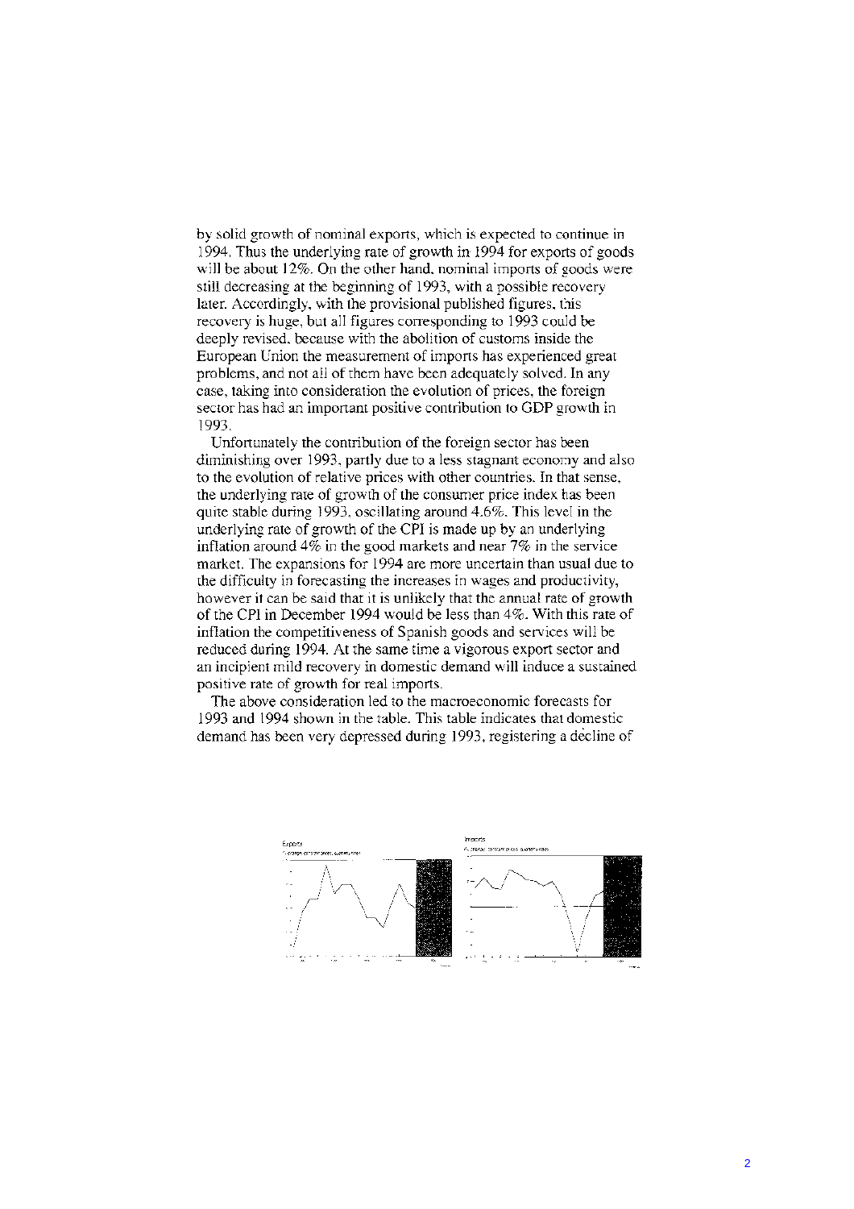by solid growth of nominal exports, which is expected to continue in 1994. Thus the underlying rate of growth in 1994 for exports of goods will be about 12%. On the other hand, nominal imports of goods were still decreasing at the beginning of 1993, with a possible recovery later. Accordingly, with the provisional published figures, this recovery is huge, but all figures corresponding to 1993 could be deeply revised, because with the abolition of customs inside the European Union the measurement of imports has experienced great problems, and not all of them have been adequately solved. In any case, taking into consideration the evolution of prices, the foreign sector has had an important positive contribution to GDP growth in 1993.

Unfortunately the contribution of the foreign sector has been diminishing over 1993, partly due to a less stagnant economy and also to the evolution of relative prices with other countries. In that sense, the underlying rate of growth of the consumer price index has been quite stable during 1993, oscillating around 4.6%. This level in the underlying rate of growth of the CPI is made up by an underlying inflation around 4% in the good markets and near 7% in the service market. The expansions for 1994 are more uncertain than usual due to the difficulty in forecasting the increases in wages and productivity, however it can be said that it is unlikely that the annual rate of growth of the CPI in December 1994 would be less than 4%. With this rate of inflation the competitiveness of Spanish goods and services will be reduced during 1994. At the same time a vigorous export sector and an incipient mild recovery in domestic demand will induce a sustained positive rate of growth for real imports.

The above consideration led to the macroeconomic forecasts for 1993 and 1994 shown in the table. This table indicates that domestic demand has been very depressed during 1993, registering a decline of

Exports

Imports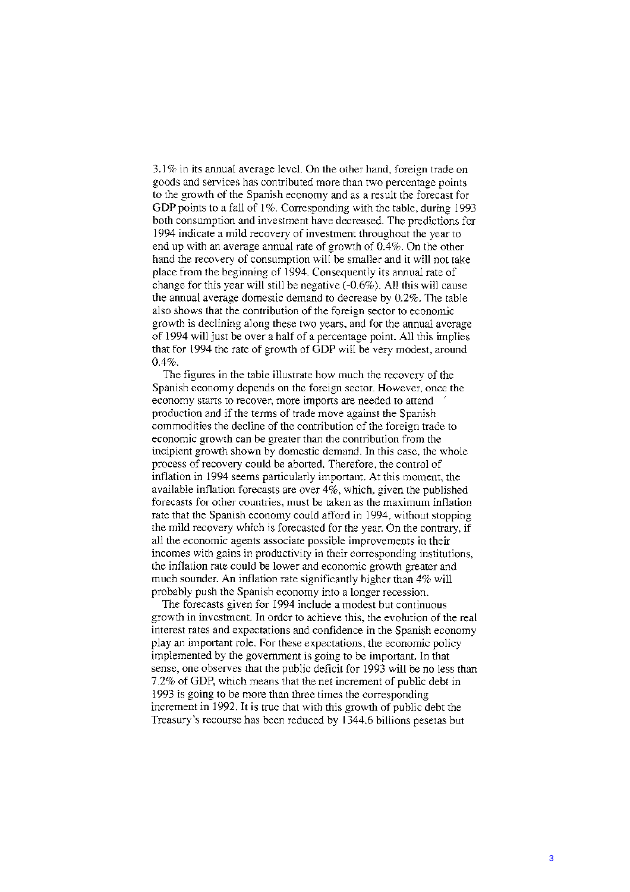3.1% in its annual average level. On the other hand, foreign trade on goods and services has contributed more than two percentage points to the growth of the Spanish economy and as a result the forecast for GDP points to a fall of 1%. Corresponding with the table, during 1993 both consumption and investment have decreased. The predictions for 1994 indicate a mild recovery of investment throughout the year to end up with an average annual rate of growth of 0.4%. On the other hand the recovery of consumption will be smaller and it will not take place from the beginning of 1994. Consequently its annual rate of change for this year will still be negative (-0.6%). All this will cause the annual average domestic demand to decrease by 0.2%. The table also shows that the contribution of the foreign sector to economic growth is declining along these two years, and for the annual average of 1994 will just be over a half of a percentage point. All this implies that for 1994 the rate of growth of GDP will be very modest, around 0.4%.

The figures in the table illustrate how much the recovery of the Spanish economy depends on the foreign sector. However, once the economy starts to recover, more imports are needed to attend production and if the terms of trade move against the Spanish commodities the decline of the contribution of the foreign trade to economic growth can be greater than the contribution from the incipient growth shown by domestic demand. In this case, the whole process of recovery could be aborted. Therefore, the control of inflation in 1994 seems particularly important. At this moment, the available inflation forecasts are over 4%, which, given the published forecasts for other countries, must be taken as the maximum inflation rate that the Spanish economy could afford in 1994, without stopping the mild recovery which is forecasted for the year. On the contrary, if all the economic agents associate possible improvements in their incomes with gains in productivity in their corresponding institutions, the inflation rate could be lower and economic growth greater and much sounder. An inflation rate significantly higher than 4% will probably push the Spanish economy into a longer recession.

The forecasts given for 1994 include a modest but continuous growth in investment. In order to achieve this, the evolution of the real interest rates and expectations and confidence in the Spanish economy play an important role. For these expectations, the economic policy implemented by the government is going to be important. In that sense, one observes that the public deficit for 1993 will be no less than 7.2% of GDP, which means that the net increment of public debt in 1993 is going to be more than three times the corresponding increment in 1992. It is true that with this growth of public debt the Treasury's recourse has been reduced by 1344.6 billions pesetas but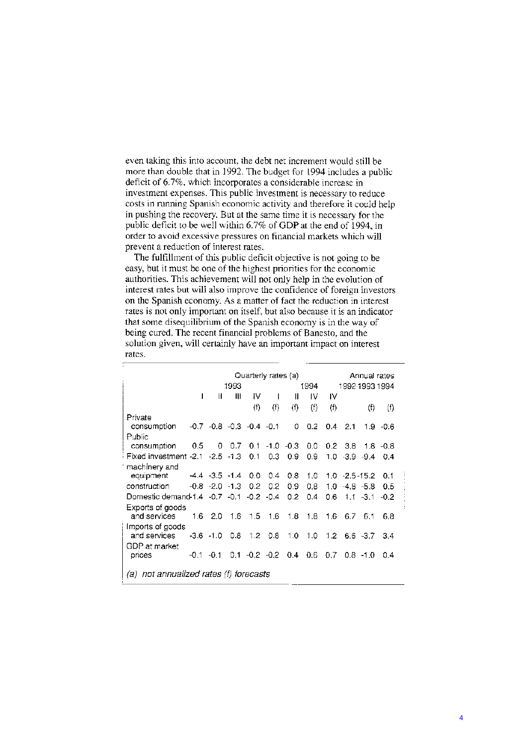even taking this into account, the debt net increment would still be more than double that in 1992. The budget for 1994 includes a public deficit of 6.7%, which incorporates a considerable increase in investment expenses. This public investment is necessary to reduce costs in running Spanish economic activity and therefore it could help in pushing the recovery. But at the same time it is necessary for the public deficit to be well within 6.7% of GDP at the end of 1994, in order to avoid excessive pressures on financial markets which will prevent a reduction of interest rates.

The fulfillment of this public deficit objective is not going to be easy, but it must be one of the highest priorities for the economic authorities. This achievement will not only help in the evolution of interest rates but will also improve the confidence of foreign investors on the Spanish economy. As a matter of fact the reduction in interest rates is not only important on itself, but also because it is an indicator that some disequilibrium of the Spanish economy is in the way of being cured. The recent financial problems of Banesto, and the solution given, will certainly have an important impact on interest rates.

| | Quarterly rates (a) | | | | | | | | Annual rates | | |
|---|---|---|---|---|---|---|---|---|---|---|---|
| | 1993 | | | | 1994 | | | | 1992 | 1993 | 1994 |
| | I | II | III | IV | I | II | IV | IV | | | |
| | | | | (f) | (f) | (f) | (f) | (f) | | (f) | (f) |
| Private consumption | -0.7 | -0.8 | -0.3 | -0.4 | -0.1 | 0 | 0.2 | 0.4 | 2.1 | 1.9 | -0.6 |
| Public consumption | 0.5 | 0 | 0.7 | 0.1 | -1.0 | -0.3 | 0.0 | 0.2 | 3.8 | 1.8 | -0.8 |
| Fixed investment | -2.1 | -2.5 | -1.3 | 0.1 | 0.3 | 0.9 | 0.9 | 1.0 | -3.9 | -9.4 | 0.4 |
| machinery and equipment | -4.4 | -3.5 | -1.4 | 0.0 | 0.4 | 0.8 | 1.0 | 1.0 | -2.5 | -15.2 | 0.1 |
| construction | -0.8 | -2.0 | -1.3 | 0.2 | 0.2 | 0.9 | 0.8 | 1.0 | -4.8 | -5.8 | 0.5 |
| Domestic demand | -1.4 | -0.7 | -0.1 | -0.2 | -0.4 | 0.2 | 0.4 | 0.6 | 1.1 | -3.1 | -0.2 |
| Exports of goods and services | 1.6 | 2.0 | 1.6 | 1.5 | 1.6 | 1.8 | 1.8 | 1.6 | 6.7 | 6.1 | 6.8 |
| Imports of goods and services | -3.6 | -1.0 | 0.8 | 1.2 | 0.8 | 1.0 | 1.0 | 1.2 | 6.6 | -3.7 | 3.4 |
| GDP at market prices | -0.1 | -0.1 | 0.1 | -0.2 | -0.2 | 0.4 | 0.6 | 0.7 | 0.8 | -1.0 | 0.4 |

*(a) not annualized rates (f) forecasts*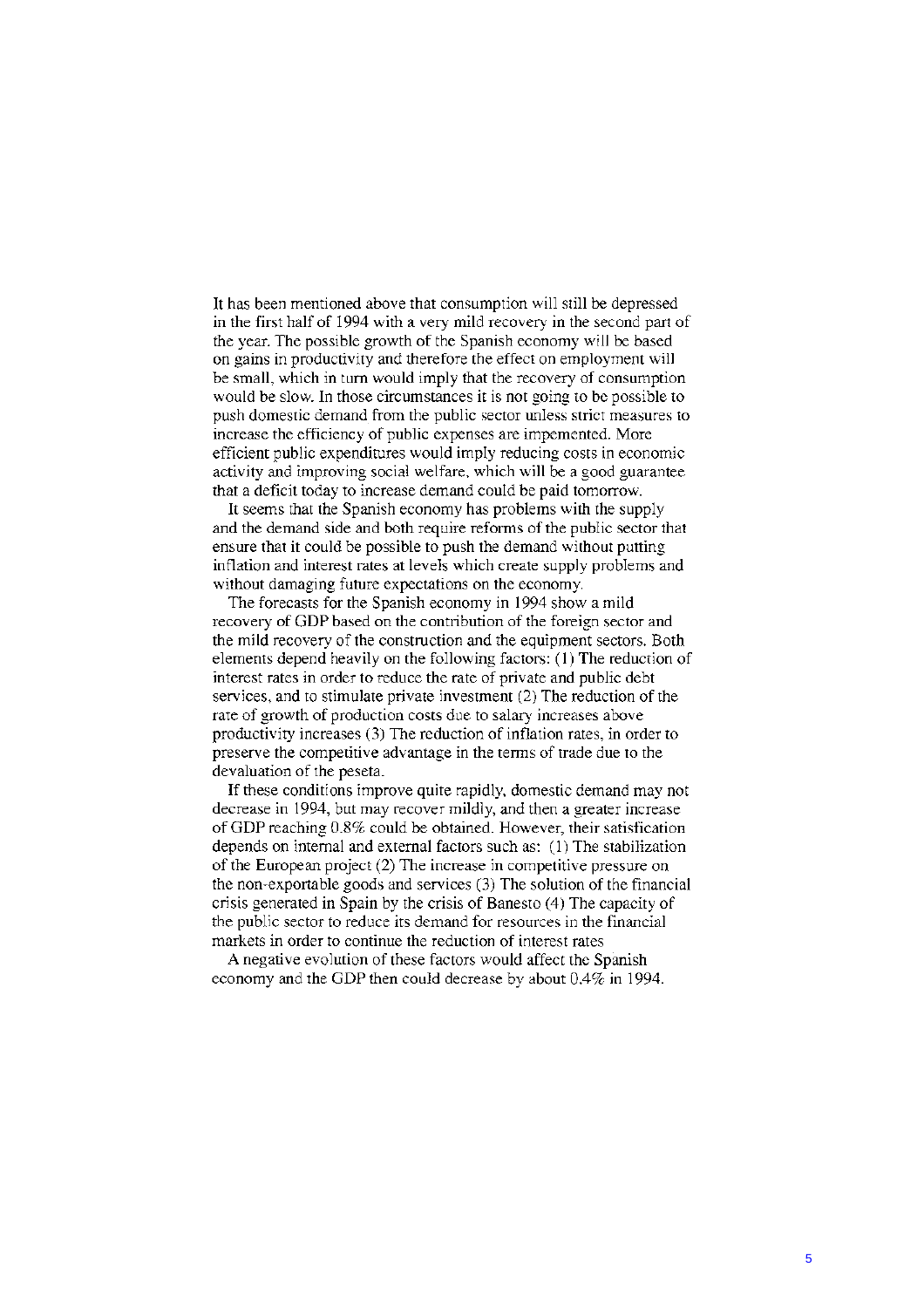It has been mentioned above that consumption will still be depressed in the first half of 1994 with a very mild recovery in the second part of the year. The possible growth of the Spanish economy will be based on gains in productivity and therefore the effect on employment will be small, which in turn would imply that the recovery of consumption would be slow. In those circumstances it is not going to be possible to push domestic demand from the public sector unless strict measures to increase the efficiency of public expenses are impemented. More efficient public expenditures would imply reducing costs in economic activity and improving social welfare, which will be a good guarantee that a deficit today to increase demand could be paid tomorrow.

It seems that the Spanish economy has problems with the supply and the demand side and both require reforms of the public sector that ensure that it could be possible to push the demand without putting inflation and interest rates at levels which create supply problems and without damaging future expectations on the economy.

The forecasts for the Spanish economy in 1994 show a mild recovery of GDP based on the contribution of the foreign sector and the mild recovery of the construction and the equipment sectors. Both elements depend heavily on the following factors: (1) The reduction of interest rates in order to reduce the rate of private and public debt services, and to stimulate private investment (2) The reduction of the rate of growth of production costs due to salary increases above productivity increases (3) The reduction of inflation rates, in order to preserve the competitive advantage in the terms of trade due to the devaluation of the peseta.

If these conditions improve quite rapidly, domestic demand may not decrease in 1994, but may recover mildly, and then a greater increase of GDP reaching 0.8% could be obtained. However, their satisfication depends on internal and external factors such as: (1) The stabilization of the European project (2) The increase in competitive pressure on the non-exportable goods and services (3) The solution of the financial crisis generated in Spain by the crisis of Banesto (4) The capacity of the public sector to reduce its demand for resources in the financial markets in order to continue the reduction of interest rates

A negative evolution of these factors would affect the Spanish economy and the GDP then could decrease by about 0.4% in 1994.